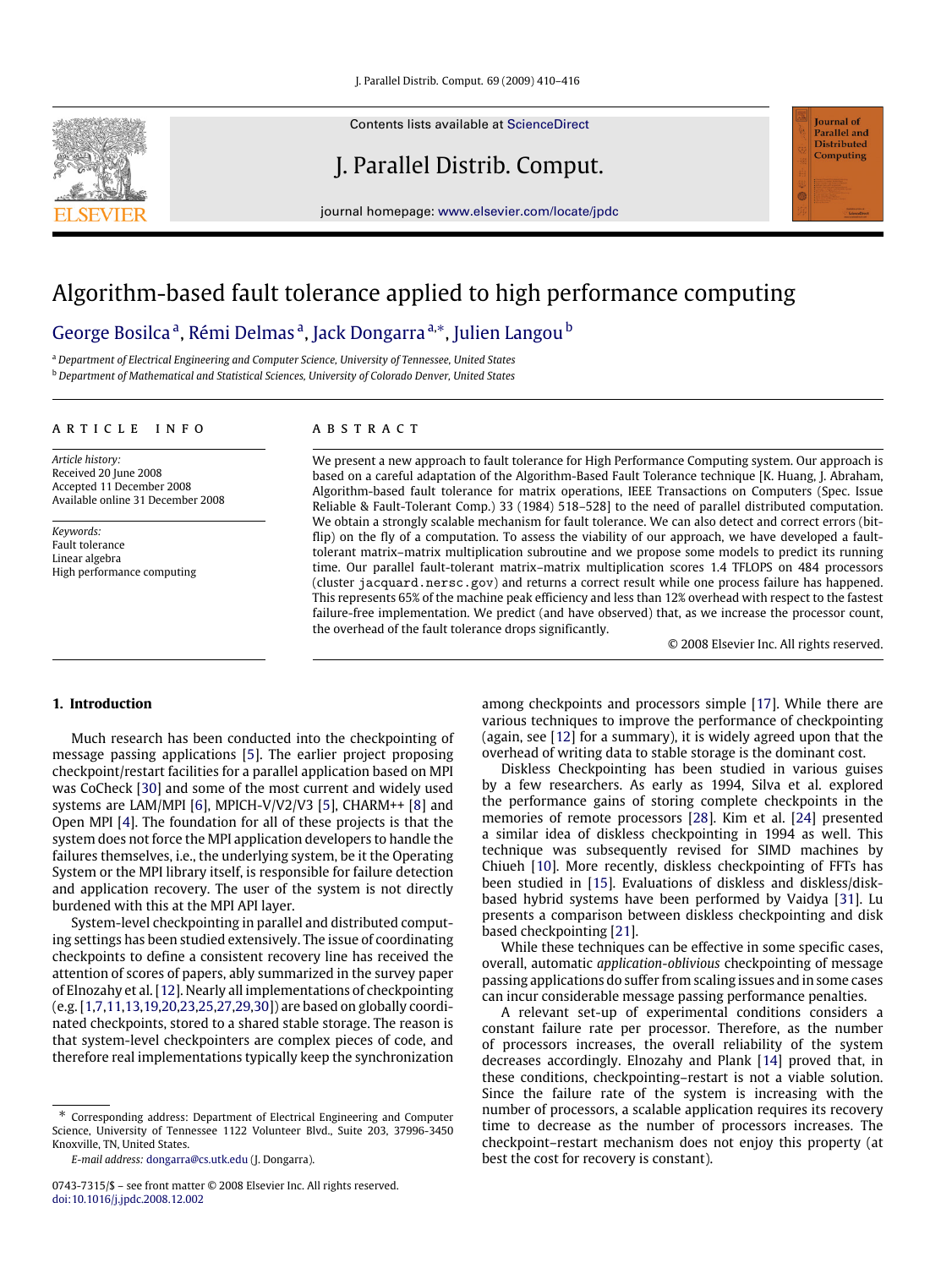# Algorithm-based fault tolerance applied to high performance computing

George Bosilca [a], Rémi Delmas [a], Jack Dongarra [a,*], Julien Langou [b]

[a] Department of Electrical Engineering and Computer Science, University of Tennessee, United States

[b] Department of Mathematical and Statistical Sciences, University of Colorado Denver, United States

## ARTICLE INFO

*Article history:*
Received 20 June 2008
Accepted 11 December 2008
Available online 31 December 2008

*Keywords:*
Fault tolerance
Linear algebra
High performance computing

## ABSTRACT

We present a new approach to fault tolerance for High Performance Computing system. Our approach is based on a careful adaptation of the Algorithm-Based Fault Tolerance technique [K. Huang, J. Abraham, Algorithm-based fault tolerance for matrix operations, IEEE Transactions on Computers (Spec. Issue Reliable & Fault-Tolerant Comp.) 33 (1984) 518–528] to the need of parallel distributed computation. We obtain a strongly scalable mechanism for fault tolerance. We can also detect and correct errors (bit-flip) on the fly of a computation. To assess the viability of our approach, we have developed a fault-tolerant matrix–matrix multiplication subroutine and we propose some models to predict its running time. Our parallel fault-tolerant matrix–matrix multiplication scores 1.4 TFLOPS on 484 processors (cluster `jacquard.nersc.gov`) and returns a correct result while one process failure has happened. This represents 65% of the machine peak efficiency and less than 12% overhead with respect to the fastest failure-free implementation. We predict (and have observed) that, as we increase the processor count, the overhead of the fault tolerance drops significantly.

© 2008 Elsevier Inc. All rights reserved.

## 1. Introduction

Much research has been conducted into the checkpointing of message passing applications [5]. The earlier project proposing checkpoint/restart facilities for a parallel application based on MPI was CoCheck [30] and some of the most current and widely used systems are LAM/MPI [6], MPICH-V/V2/V3 [5], CHARM++ [8] and Open MPI [4]. The foundation for all of these projects is that the system does not force the MPI application developers to handle the failures themselves, i.e., the underlying system, be it the Operating System or the MPI library itself, is responsible for failure detection and application recovery. The user of the system is not directly burdened with this at the MPI API layer.

System-level checkpointing in parallel and distributed computing settings has been studied extensively. The issue of coordinating checkpoints to define a consistent recovery line has received the attention of scores of papers, ably summarized in the survey paper of Elnozahy et al. [12]. Nearly all implementations of checkpointing (e.g. [1,7,11,13,19,20,23,25,27,29,30]) are based on globally coordinated checkpoints, stored to a shared stable storage. The reason is that system-level checkpointers are complex pieces of code, and therefore real implementations typically keep the synchronization among checkpoints and processors simple [17]. While there are various techniques to improve the performance of checkpointing (again, see [12] for a summary), it is widely agreed upon that the overhead of writing data to stable storage is the dominant cost.

Diskless Checkpointing has been studied in various guises by a few researchers. As early as 1994, Silva et al. explored the performance gains of storing complete checkpoints in the memories of remote processors [28]. Kim et al. [24] presented a similar idea of diskless checkpointing in 1994 as well. This technique was subsequently revised for SIMD machines by Chiueh [10]. More recently, diskless checkpointing of FFTs has been studied in [15]. Evaluations of diskless and diskless/disk-based hybrid systems have been performed by Vaidya [31]. Lu presents a comparison between diskless checkpointing and disk based checkpointing [21].

While these techniques can be effective in some specific cases, overall, automatic *application-oblivious* checkpointing of message passing applications do suffer from scaling issues and in some cases can incur considerable message passing performance penalties.

A relevant set-up of experimental conditions considers a constant failure rate per processor. Therefore, as the number of processors increases, the overall reliability of the system decreases accordingly. Elnozahy and Plank [14] proved that, in these conditions, checkpointing–restart is not a viable solution. Since the failure rate of the system is increasing with the number of processors, a scalable application requires its recovery time to decrease as the number of processors increases. The checkpoint–restart mechanism does not enjoy this property (at best the cost for recovery is constant).

* Corresponding address: Department of Electrical Engineering and Computer Science, University of Tennessee 1122 Volunteer Blvd., Suite 203, 37996-3450 Knoxville, TN, United States.

*E-mail address:* dongarra@cs.utk.edu (J. Dongarra).

0743-7315/$ – see front matter © 2008 Elsevier Inc. All rights reserved.
doi:10.1016/j.jpdc.2008.12.002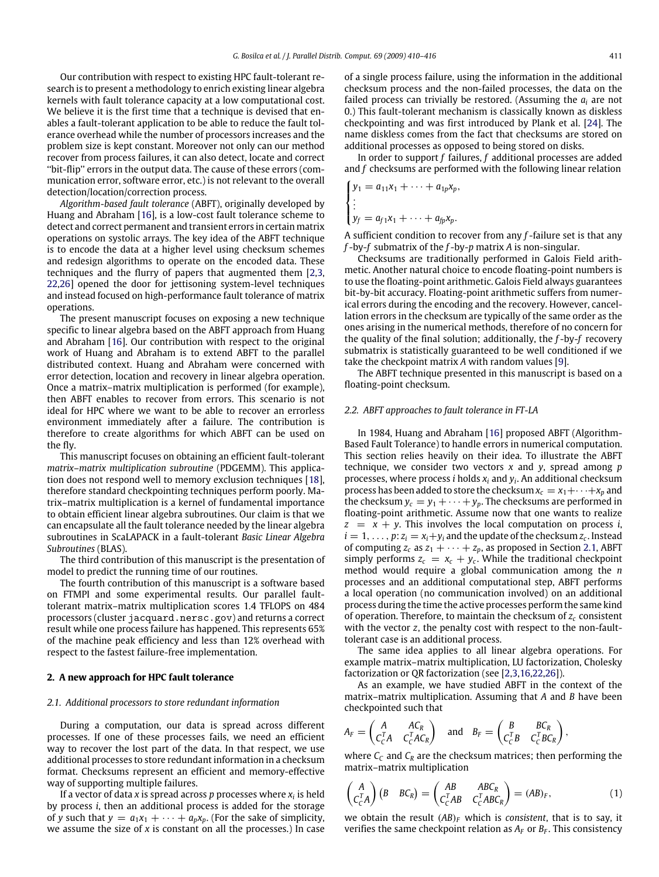Our contribution with respect to existing HPC fault-tolerant research is to present a methodology to enrich existing linear algebra kernels with fault tolerance capacity at a low computational cost. We believe it is the first time that a technique is devised that enables a fault-tolerant application to be able to reduce the fault tolerance overhead while the number of processors increases and the problem size is kept constant. Moreover not only can our method recover from process failures, it can also detect, locate and correct "bit-flip" errors in the output data. The cause of these errors (communication error, software error, etc.) is not relevant to the overall detection/location/correction process.

*Algorithm-based fault tolerance* (ABFT), originally developed by Huang and Abraham [16], is a low-cost fault tolerance scheme to detect and correct permanent and transient errors in certain matrix operations on systolic arrays. The key idea of the ABFT technique is to encode the data at a higher level using checksum schemes and redesign algorithms to operate on the encoded data. These techniques and the flurry of papers that augmented them [2,3,22,26] opened the door for jettisoning system-level techniques and instead focused on high-performance fault tolerance of matrix operations.

The present manuscript focuses on exposing a new technique specific to linear algebra based on the ABFT approach from Huang and Abraham [16]. Our contribution with respect to the original work of Huang and Abraham is to extend ABFT to the parallel distributed context. Huang and Abraham were concerned with error detection, location and recovery in linear algebra operation. Once a matrix–matrix multiplication is performed (for example), then ABFT enables to recover from errors. This scenario is not ideal for HPC where we want to be able to recover an errorless environment immediately after a failure. The contribution is therefore to create algorithms for which ABFT can be used on the fly.

This manuscript focuses on obtaining an efficient fault-tolerant *matrix–matrix multiplication subroutine* (PDGEMM). This application does not respond well to memory exclusion techniques [18], therefore standard checkpointing techniques perform poorly. Matrix–matrix multiplication is a kernel of fundamental importance to obtain efficient linear algebra subroutines. Our claim is that we can encapsulate all the fault tolerance needed by the linear algebra subroutines in ScaLAPACK in a fault-tolerant *Basic Linear Algebra Subroutines* (BLAS).

The third contribution of this manuscript is the presentation of model to predict the running time of our routines.

The fourth contribution of this manuscript is a software based on FTMPI and some experimental results. Our parallel fault-tolerant matrix–matrix multiplication scores 1.4 TFLOPS on 484 processors (cluster `jacquard.nersc.gov`) and returns a correct result while one process failure has happened. This represents 65% of the machine peak efficiency and less than 12% overhead with respect to the fastest failure-free implementation.

## 2. A new approach for HPC fault tolerance

### 2.1. Additional processors to store redundant information

During a computation, our data is spread across different processes. If one of these processes fails, we need an efficient way to recover the lost part of the data. In that respect, we use additional processes to store redundant information in a checksum format. Checksums represent an efficient and memory-effective way of supporting multiple failures.

If a vector of data $x$ is spread across $p$ processes where $x_i$ is held by process $i$, then an additional process is added for the storage of $y$ such that $y = a_1x_1 + \cdots + a_px_p$. (For the sake of simplicity, we assume the size of $x$ is constant on all the processes.) In case of a single process failure, using the information in the additional checksum process and the non-failed processes, the data on the failed process can trivially be restored. (Assuming the $a_i$ are not 0.) This fault-tolerant mechanism is classically known as diskless checkpointing and was first introduced by Plank et al. [24]. The name diskless comes from the fact that checksums are stored on additional processes as opposed to being stored on disks.

In order to support $f$ failures, $f$ additional processes are added and $f$ checksums are performed with the following linear relation

$$\begin{cases} y_1 = a_{11}x_1 + \cdots + a_{1p}x_p, \\ \vdots \\ y_f = a_{f1}x_1 + \cdots + a_{fp}x_p. \end{cases}$$

A sufficient condition to recover from any $f$-failure set is that any $f$-by-$f$ submatrix of the $f$-by-$p$ matrix $A$ is non-singular.

Checksums are traditionally performed in Galois Field arithmetic. Another natural choice to encode floating-point numbers is to use the floating-point arithmetic. Galois Field always guarantees bit-by-bit accuracy. Floating-point arithmetic suffers from numerical errors during the encoding and the recovery. However, cancellation errors in the checksum are typically of the same order as the ones arising in the numerical methods, therefore of no concern for the quality of the final solution; additionally, the $f$-by-$f$ recovery submatrix is statistically guaranteed to be well conditioned if we take the checkpoint matrix $A$ with random values [9].

The ABFT technique presented in this manuscript is based on a floating-point checksum.

### 2.2. ABFT approaches to fault tolerance in FT-LA

In 1984, Huang and Abraham [16] proposed ABFT (Algorithm-Based Fault Tolerance) to handle errors in numerical computation. This section relies heavily on their idea. To illustrate the ABFT technique, we consider two vectors $x$ and $y$, spread among $p$ processes, where process $i$ holds $x_i$ and $y_i$. An additional checksum process has been added to store the checksum $x_c = x_1 + \cdots + x_p$ and the checksum $y_c = y_1 + \cdots + y_p$. The checksums are performed in floating-point arithmetic. Assume now that one wants to realize $z = x + y$. This involves the local computation on process $i$, $i = 1, \ldots, p$: $z_i = x_i + y_i$ and the update of the checksum $z_c$. Instead of computing $z_c$ as $z_1 + \cdots + z_p$, as proposed in Section 2.1, ABFT simply performs $z_c = x_c + y_c$. While the traditional checkpoint method would require a global communication among the $n$ processes and an additional computational step, ABFT performs a local operation (no communication involved) on an additional process during the time the active processes perform the same kind of operation. Therefore, to maintain the checksum of $z_c$ consistent with the vector $z$, the penalty cost with respect to the non-fault-tolerant case is an additional process.

The same idea applies to all linear algebra operations. For example matrix–matrix multiplication, LU factorization, Cholesky factorization or QR factorization (see [2,3,16,22,26]).

As an example, we have studied ABFT in the context of the matrix–matrix multiplication. Assuming that $A$ and $B$ have been checkpointed such that

$$A_F = \begin{pmatrix} A & AC_R \\ C_C^T A & C_C^T AC_R \end{pmatrix} \quad \text{and} \quad B_F = \begin{pmatrix} B & BC_R \\ C_C^T B & C_C^T BC_R \end{pmatrix},$$

where $C_C$ and $C_R$ are the checksum matrices; then performing the matrix–matrix multiplication

$$\begin{pmatrix} A \\ C_C^T A \end{pmatrix} \begin{pmatrix} B & BC_R \end{pmatrix} = \begin{pmatrix} AB & ABC_R \\ C_C^T AB & C_C^T ABC_R \end{pmatrix} = (AB)_F, \tag{1}$$

we obtain the result $(AB)_F$ which is *consistent*, that is to say, it verifies the same checkpoint relation as $A_F$ or $B_F$. This consistency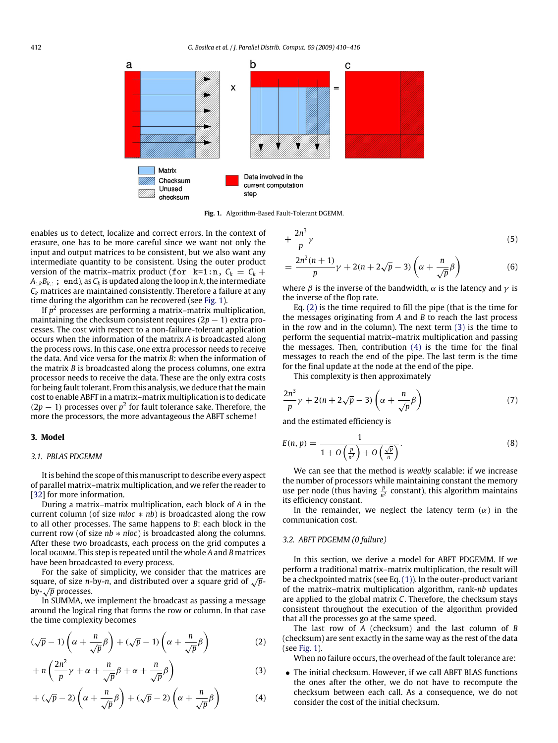**Fig. 1.** Algorithm-Based Fault-Tolerant DGEMM.

enables us to detect, localize and correct errors. In the context of erasure, one has to be more careful since we want not only the input and output matrices to be consistent, but we also want any intermediate quantity to be consistent. Using the outer product version of the matrix–matrix product (`for k=1:n,` $C_k = C_k + A_{:,k}B_{k,:}$ `; end`), as $C_k$ is updated along the loop in $k$, the intermediate $C_k$ matrices are maintained consistently. Therefore a failure at any time during the algorithm can be recovered (see Fig. 1).

If $p^2$ processes are performing a matrix–matrix multiplication, maintaining the checksum consistent requires $(2p-1)$ extra processes. The cost with respect to a non-failure-tolerant application occurs when the information of the matrix $A$ is broadcasted along the process rows. In this case, one extra processor needs to receive the data. And vice versa for the matrix $B$: when the information of the matrix $B$ is broadcasted along the process columns, one extra processor needs to receive the data. These are the only extra costs for being fault tolerant. From this analysis, we deduce that the main cost to enable ABFT in a matrix–matrix multiplication is to dedicate $(2p-1)$ processes over $p^2$ for fault tolerance sake. Therefore, the more the processors, the more advantageous the ABFT scheme!

## 3. Model

### 3.1. PBLAS PDGEMM

It is behind the scope of this manuscript to describe every aspect of parallel matrix–matrix multiplication, and we refer the reader to [32] for more information.

During a matrix–matrix multiplication, each block of $A$ in the current column (of size $mloc * nb$) is broadcasted along the row to all other processes. The same happens to $B$: each block in the current row (of size $nb * nloc$) is broadcasted along the columns. After these two broadcasts, each process on the grid computes a local DGEMM. This step is repeated until the whole $A$ and $B$ matrices have been broadcasted to every process.

For the sake of simplicity, we consider that the matrices are square, of size $n$-by-$n$, and distributed over a square grid of $\sqrt{p}$-by-$\sqrt{p}$ processes.

In SUMMA, we implement the broadcast as passing a message around the logical ring that forms the row or column. In that case the time complexity becomes

$$(\sqrt{p}-1)\left(\alpha + \frac{n}{\sqrt{p}}\beta\right) + (\sqrt{p}-1)\left(\alpha + \frac{n}{\sqrt{p}}\beta\right) \tag{2}$$

$$+\, n\left(\frac{2n^2}{p}\gamma + \alpha + \frac{n}{\sqrt{p}}\beta + \alpha + \frac{n}{\sqrt{p}}\beta\right) \tag{3}$$

$$+\, (\sqrt{p}-2)\left(\alpha + \frac{n}{\sqrt{p}}\beta\right) + (\sqrt{p}-2)\left(\alpha + \frac{n}{\sqrt{p}}\beta\right) \tag{4}$$

$$+\, \frac{2n^3}{p}\gamma \tag{5}$$

$$= \frac{2n^2(n+1)}{p}\gamma + 2(n + 2\sqrt{p} - 3)\left(\alpha + \frac{n}{\sqrt{p}}\beta\right) \tag{6}$$

where $\beta$ is the inverse of the bandwidth, $\alpha$ is the latency and $\gamma$ is the inverse of the flop rate.

Eq. (2) is the time required to fill the pipe (that is the time for the messages originating from $A$ and $B$ to reach the last process in the row and in the column). The next term (3) is the time to perform the sequential matrix–matrix multiplication and passing the messages. Then, contribution (4) is the time for the final messages to reach the end of the pipe. The last term is the time for the final update at the node at the end of the pipe.

This complexity is then approximately

$$\frac{2n^3}{p}\gamma + 2(n + 2\sqrt{p} - 3)\left(\alpha + \frac{n}{\sqrt{p}}\beta\right) \tag{7}$$

and the estimated efficiency is

$$E(n,p) = \frac{1}{1 + O\left(\frac{p}{n^2}\right) + O\left(\frac{\sqrt{p}}{n}\right)}. \tag{8}$$

We can see that the method is *weakly* scalable: if we increase the number of processors while maintaining constant the memory use per node (thus having $\frac{p}{n^2}$ constant), this algorithm maintains its efficiency constant.

In the remainder, we neglect the latency term ($\alpha$) in the communication cost.

### 3.2. ABFT PDGEMM (0 failure)

In this section, we derive a model for ABFT PDGEMM. If we perform a traditional matrix–matrix multiplication, the result will be a checkpointed matrix (see Eq. (1)). In the outer-product variant of the matrix–matrix multiplication algorithm, rank-$nb$ updates are applied to the global matrix $C$. Therefore, the checksum stays consistent throughout the execution of the algorithm provided that all the processes go at the same speed.

The last row of $A$ (checksum) and the last column of $B$ (checksum) are sent exactly in the same way as the rest of the data (see Fig. 1).

When no failure occurs, the overhead of the fault tolerance are:

- The initial checksum. However, if we call ABFT BLAS functions the ones after the other, we do not have to recompute the checksum between each call. As a consequence, we do not consider the cost of the initial checksum.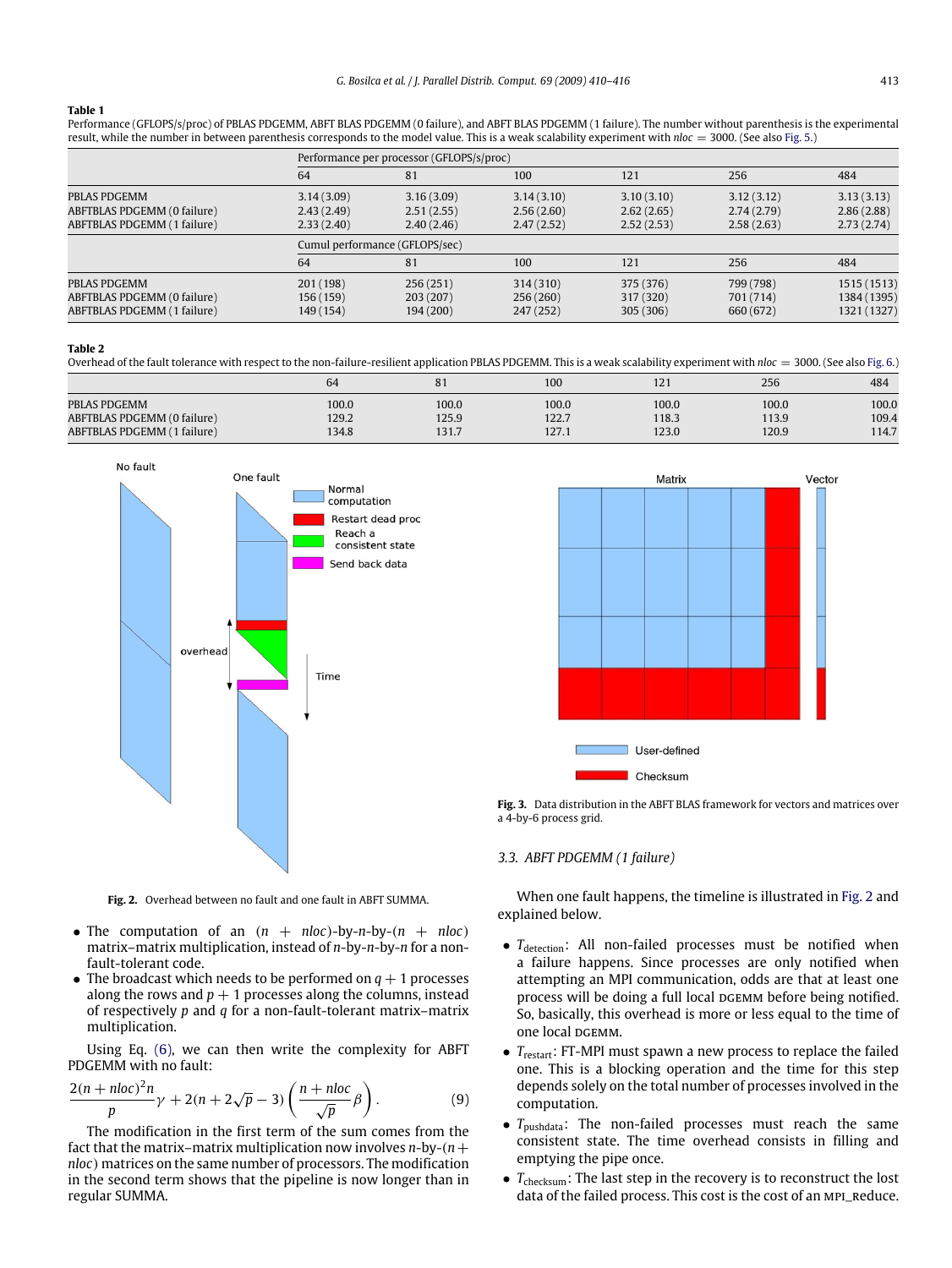**Table 1**
Performance (GFLOPS/s/proc) of PBLAS PDGEMM, ABFT BLAS PDGEMM (0 failure), and ABFT BLAS PDGEMM (1 failure). The number without parenthesis is the experimental result, while the number in between parenthesis corresponds to the model value. This is a weak scalability experiment with $nloc = 3000$. (See also Fig. 5.)

| | Performance per processor (GFLOPS/s/proc) | | | | | |
|---|---|---|---|---|---|---|
| | 64 | 81 | 100 | 121 | 256 | 484 |
| PBLAS PDGEMM | 3.14 (3.09) | 3.16 (3.09) | 3.14 (3.10) | 3.10 (3.10) | 3.12 (3.12) | 3.13 (3.13) |
| ABFTBLAS PDGEMM (0 failure) | 2.43 (2.49) | 2.51 (2.55) | 2.56 (2.60) | 2.62 (2.65) | 2.74 (2.79) | 2.86 (2.88) |
| ABFTBLAS PDGEMM (1 failure) | 2.33 (2.40) | 2.40 (2.46) | 2.47 (2.52) | 2.52 (2.53) | 2.58 (2.63) | 2.73 (2.74) |
| | Cumul performance (GFLOPS/sec) | | | | | |
| | 64 | 81 | 100 | 121 | 256 | 484 |
| PBLAS PDGEMM | 201 (198) | 256 (251) | 314 (310) | 375 (376) | 799 (798) | 1515 (1513) |
| ABFTBLAS PDGEMM (0 failure) | 156 (159) | 203 (207) | 256 (260) | 317 (320) | 701 (714) | 1384 (1395) |
| ABFTBLAS PDGEMM (1 failure) | 149 (154) | 194 (200) | 247 (252) | 305 (306) | 660 (672) | 1321 (1327) |

**Table 2**
Overhead of the fault tolerance with respect to the non-failure-resilient application PBLAS PDGEMM. This is a weak scalability experiment with $nloc = 3000$. (See also Fig. 6.)

| | 64 | 81 | 100 | 121 | 256 | 484 |
|---|---|---|---|---|---|---|
| PBLAS PDGEMM | 100.0 | 100.0 | 100.0 | 100.0 | 100.0 | 100.0 |
| ABFTBLAS PDGEMM (0 failure) | 129.2 | 125.9 | 122.7 | 118.3 | 113.9 | 109.4 |
| ABFTBLAS PDGEMM (1 failure) | 134.8 | 131.7 | 127.1 | 123.0 | 120.9 | 114.7 |

**Fig. 2.** Overhead between no fault and one fault in ABFT SUMMA.

- The computation of an $(n + nloc)$-by-$n$-by-$(n + nloc)$ matrix–matrix multiplication, instead of $n$-by-$n$-by-$n$ for a non-fault-tolerant code.
- The broadcast which needs to be performed on $q + 1$ processes along the rows and $p + 1$ processes along the columns, instead of respectively $p$ and $q$ for a non-fault-tolerant matrix–matrix multiplication.

Using Eq. (6), we can then write the complexity for ABFT PDGEMM with no fault:

$$\frac{2(n+nloc)^2 n}{p}\gamma + 2(n + 2\sqrt{p} - 3)\left(\frac{n+nloc}{\sqrt{p}}\beta\right). \tag{9}$$

The modification in the first term of the sum comes from the fact that the matrix–matrix multiplication now involves $n$-by-$(n + nloc)$ matrices on the same number of processors. The modification in the second term shows that the pipeline is now longer than in regular SUMMA.

**Fig. 3.** Data distribution in the ABFT BLAS framework for vectors and matrices over a 4-by-6 process grid.

### 3.3. *ABFT PDGEMM (1 failure)*

When one fault happens, the timeline is illustrated in Fig. 2 and explained below.

- $T_{\text{detection}}$: All non-failed processes must be notified when a failure happens. Since processes are only notified when attempting an MPI communication, odds are that at least one process will be doing a full local DGEMM before being notified. So, basically, this overhead is more or less equal to the time of one local DGEMM.
- $T_{\text{restart}}$: FT-MPI must spawn a new process to replace the failed one. This is a blocking operation and the time for this step depends solely on the total number of processes involved in the computation.
- $T_{\text{pushdata}}$: The non-failed processes must reach the same consistent state. The time overhead consists in filling and emptying the pipe once.
- $T_{\text{checksum}}$: The last step in the recovery is to reconstruct the lost data of the failed process. This cost is the cost of an MPI_Reduce.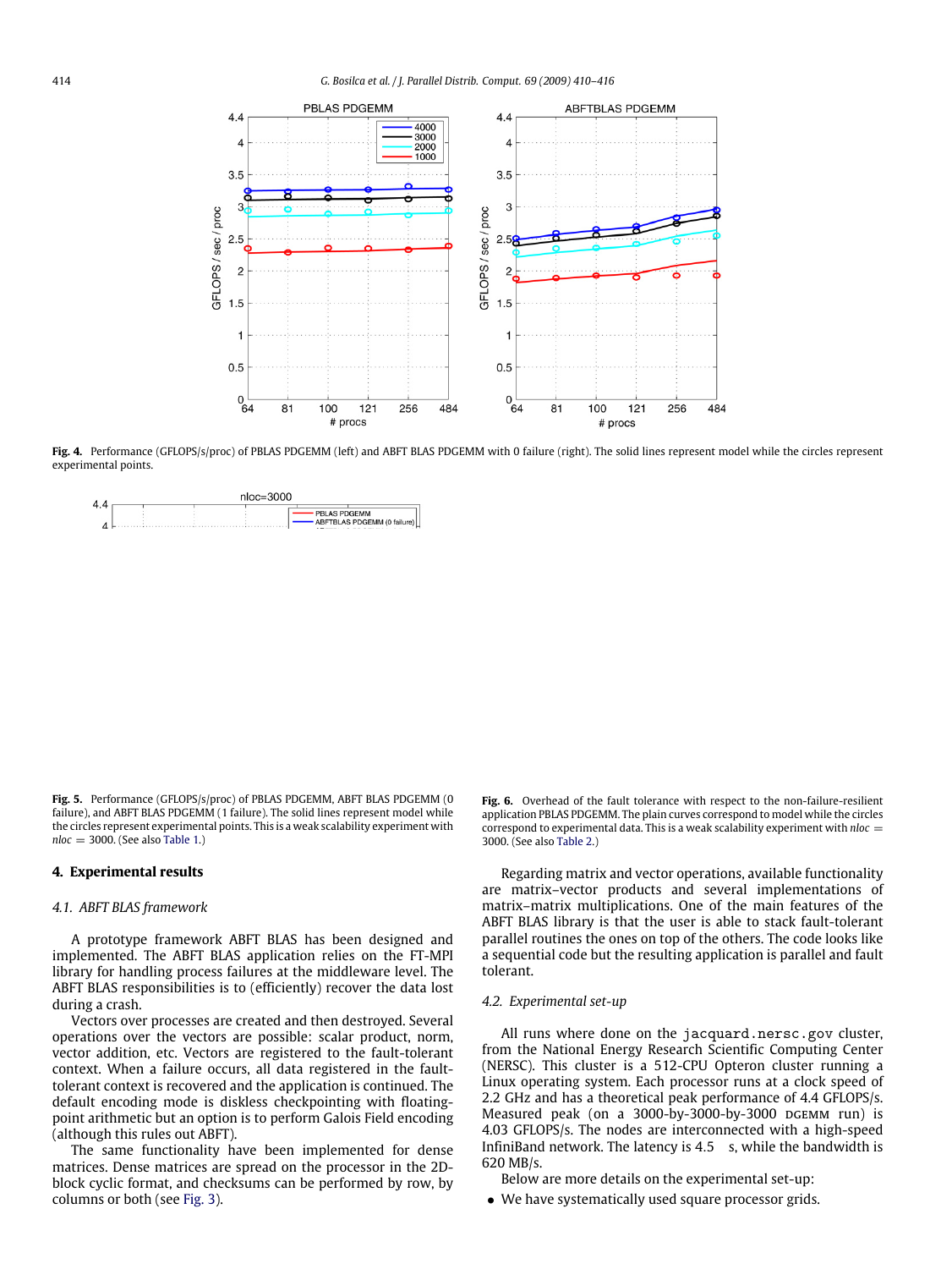**Fig. 4.** Performance (GFLOPS/s/proc) of PBLAS PDGEMM (left) and ABFT BLAS PDGEMM with 0 failure (right). The solid lines represent model while the circles represent experimental points.

**Fig. 5.** Performance (GFLOPS/s/proc) of PBLAS PDGEMM, ABFT BLAS PDGEMM (0 failure), and ABFT BLAS PDGEMM (1 failure). The solid lines represent model while the circles represent experimental points. This is a weak scalability experiment with $nloc = 3000$. (See also Table 1.)

**Fig. 6.** Overhead of the fault tolerance with respect to the non-failure-resilient application PBLAS PDGEMM. The plain curves correspond to model while the circles correspond to experimental data. This is a weak scalability experiment with $nloc = 3000$. (See also Table 2.)

## 4. Experimental results

### 4.1. ABFT BLAS framework

A prototype framework ABFT BLAS has been designed and implemented. The ABFT BLAS application relies on the FT-MPI library for handling process failures at the middleware level. The ABFT BLAS responsibilities is to (efficiently) recover the data lost during a crash.

Vectors over processes are created and then destroyed. Several operations over the vectors are possible: scalar product, norm, vector addition, etc. Vectors are registered to the fault-tolerant context. When a failure occurs, all data registered in the fault-tolerant context is recovered and the application is continued. The default encoding mode is diskless checkpointing with floating-point arithmetic but an option is to perform Galois Field encoding (although this rules out ABFT).

The same functionality have been implemented for dense matrices. Dense matrices are spread on the processor in the 2D-block cyclic format, and checksums can be performed by row, by columns or both (see Fig. 3).

Regarding matrix and vector operations, available functionality are matrix–vector products and several implementations of matrix–matrix multiplications. One of the main features of the ABFT BLAS library is that the user is able to stack fault-tolerant parallel routines the ones on top of the others. The code looks like a sequential code but the resulting application is parallel and fault tolerant.

### 4.2. Experimental set-up

All runs where done on the `jacquard.nersc.gov` cluster, from the National Energy Research Scientific Computing Center (NERSC). This cluster is a 512-CPU Opteron cluster running a Linux operating system. Each processor runs at a clock speed of 2.2 GHz and has a theoretical peak performance of 4.4 GFLOPS/s. Measured peak (on a 3000-by-3000-by-3000 DGEMM run) is 4.03 GFLOPS/s. The nodes are interconnected with a high-speed InfiniBand network. The latency is 4.5 s, while the bandwidth is 620 MB/s.

Below are more details on the experimental set-up:

- We have systematically used square processor grids.